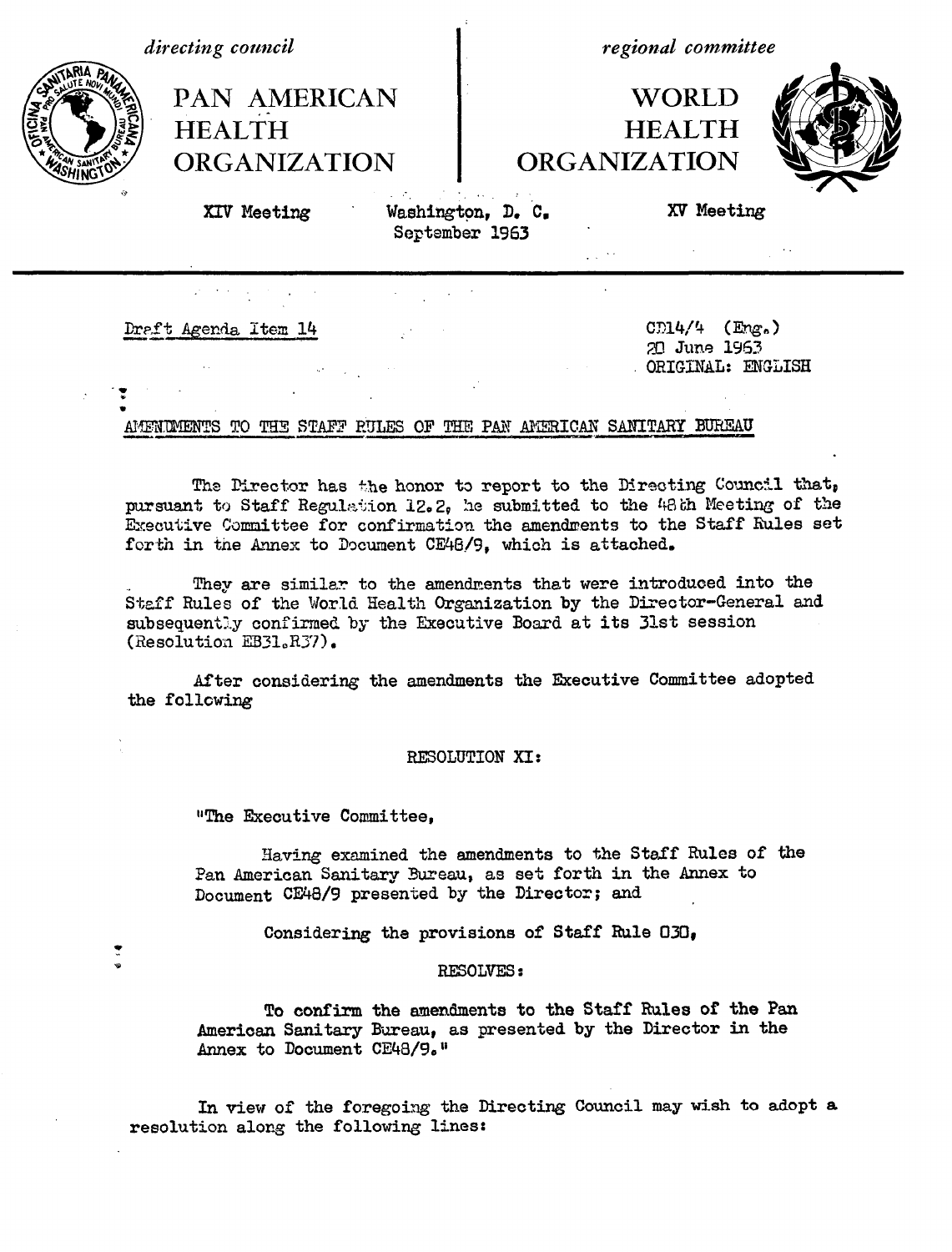*directing council*

PAN AMERICAN HEALTH ORGANIZATION

XIV Meeting

*regional committee*

WORLD HEALTH ORGANIZATION

XV Meeting

Washington, D. C.
September 1963

Draft Agenda Item 14

CD14/4 (Eng.)
20 June 1963
ORIGINAL: ENGLISH

AMENDMENTS TO THE STAFF RULES OF THE PAN AMERICAN SANITARY BUREAU

The Director has the honor to report to the Directing Council that, pursuant to Staff Regulation 12.2, he submitted to the 48th Meeting of the Executive Committee for confirmation the amendments to the Staff Rules set forth in the Annex to Document CE48/9, which is attached.

They are similar to the amendments that were introduced into the Staff Rules of the World Health Organization by the Director-General and subsequently confirmed by the Executive Board at its 31st session (Resolution EB31.R37).

After considering the amendments the Executive Committee adopted the following

RESOLUTION XI:

"The Executive Committee,

Having examined the amendments to the Staff Rules of the Pan American Sanitary Bureau, as set forth in the Annex to Document CE48/9 presented by the Director; and

Considering the provisions of Staff Rule 030,

RESOLVES:

To confirm the amendments to the Staff Rules of the Pan American Sanitary Bureau, as presented by the Director in the Annex to Document CE48/9."

In view of the foregoing the Directing Council may wish to adopt a resolution along the following lines: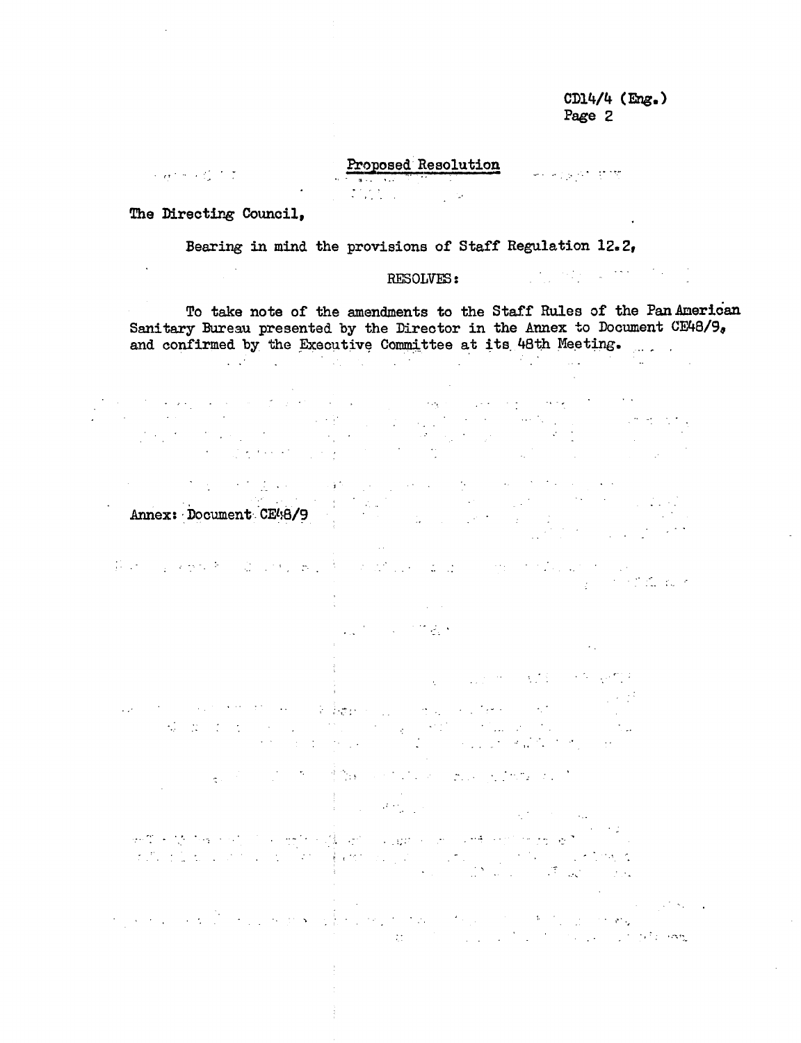## Proposed Resolution

The Directing Council,

Bearing in mind the provisions of Staff Regulation 12.2,

RESOLVES:

To take note of the amendments to the Staff Rules of the Pan American Sanitary Bureau presented by the Director in the Annex to Document CE48/9, and confirmed by the Executive Committee at its 48th Meeting.

Annex: Document CE48/9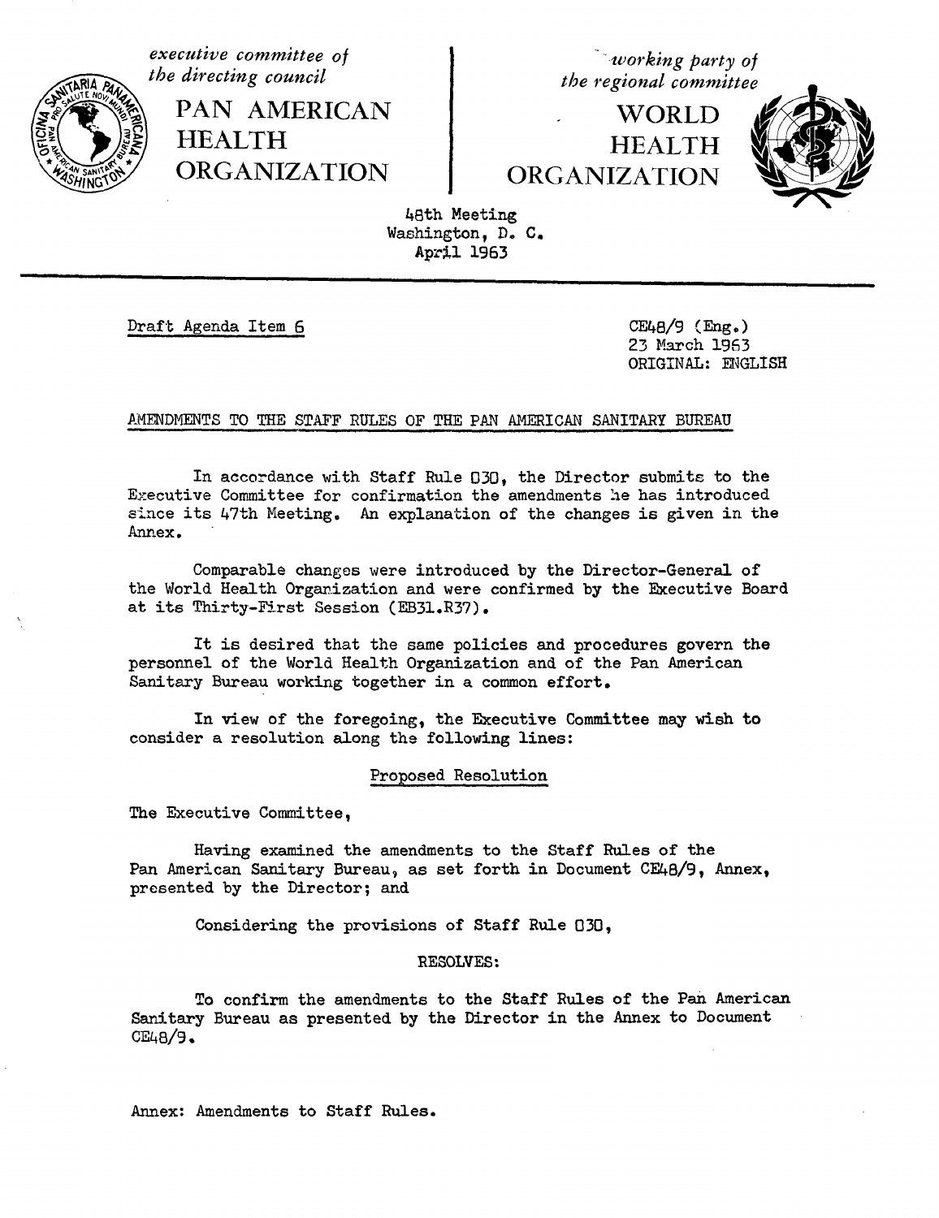*executive committee of the directing council*

**PAN AMERICAN HEALTH ORGANIZATION**

*working party of the regional committee*

**WORLD HEALTH ORGANIZATION**

48th Meeting
Washington, D. C.
April 1963

Draft Agenda Item 6

CE48/9 (Eng.)
23 March 1963
ORIGINAL: ENGLISH

AMENDMENTS TO THE STAFF RULES OF THE PAN AMERICAN SANITARY BUREAU

In accordance with Staff Rule 030, the Director submits to the Executive Committee for confirmation the amendments he has introduced since its 47th Meeting. An explanation of the changes is given in the Annex.

Comparable changes were introduced by the Director-General of the World Health Organization and were confirmed by the Executive Board at its Thirty-First Session (EB31.R37).

It is desired that the same policies and procedures govern the personnel of the World Health Organization and of the Pan American Sanitary Bureau working together in a common effort.

In view of the foregoing, the Executive Committee may wish to consider a resolution along the following lines:

Proposed Resolution

The Executive Committee,

Having examined the amendments to the Staff Rules of the Pan American Sanitary Bureau, as set forth in Document CE48/9, Annex, presented by the Director; and

Considering the provisions of Staff Rule 030,

RESOLVES:

To confirm the amendments to the Staff Rules of the Pan American Sanitary Bureau as presented by the Director in the Annex to Document CE48/9.

Annex: Amendments to Staff Rules.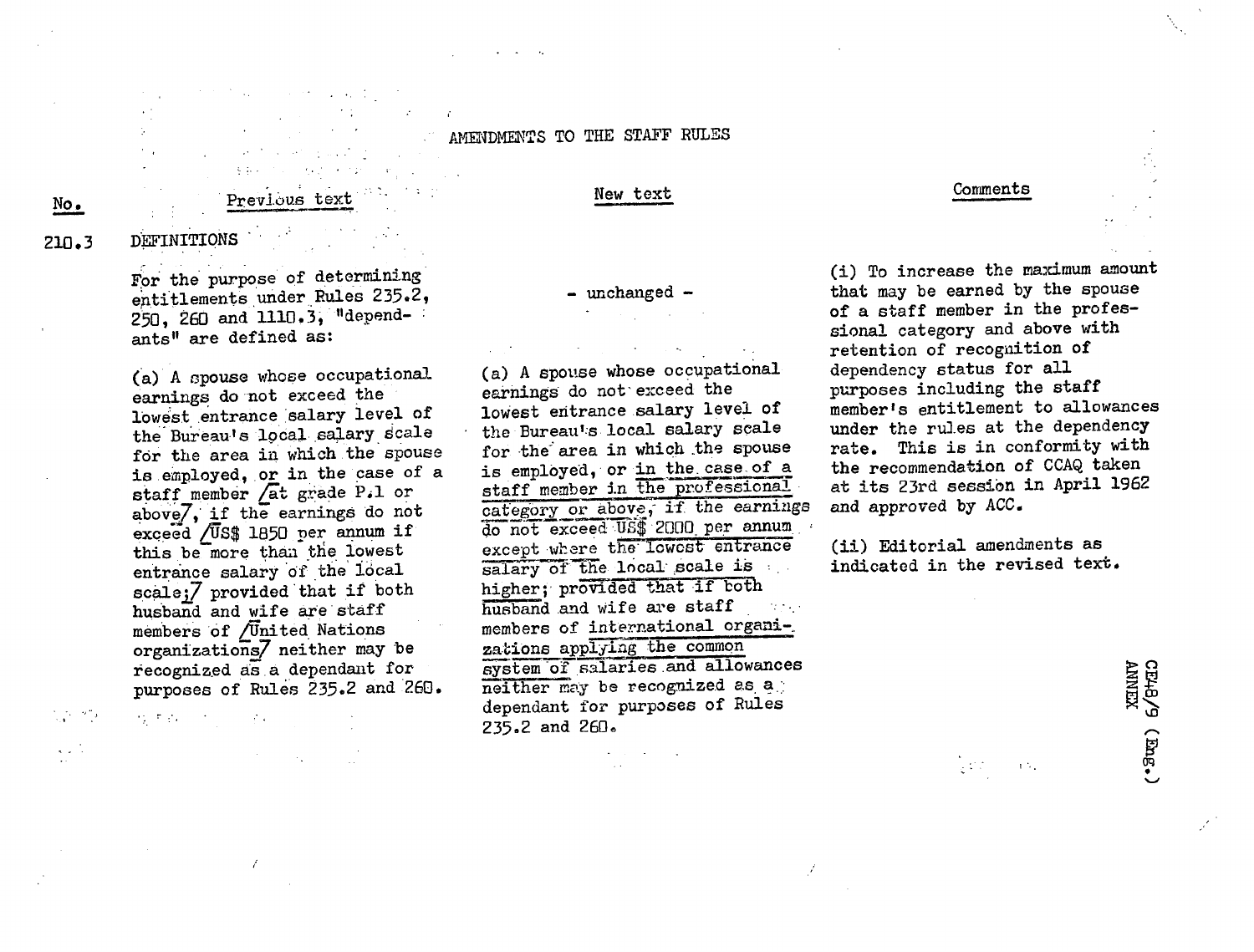# AMENDMENTS TO THE STAFF RULES

| No. | Previous text | New text | Comments |
|---|---|---|---|
| 210.3 | DEFINITIONS | | |
| | For the purpose of determining entitlements under Rules 235.2, 250, 260 and 1110.3, "dependants" are defined as: | - unchanged - | (i) To increase the maximum amount that may be earned by the spouse of a staff member in the professional category and above with retention of recognition of dependency status for all purposes including the staff member's entitlement to allowances under the rules at the dependency rate. This is in conformity with the recommendation of CCAQ taken at its 23rd session in April 1962 and approved by ACC. |
| | (a) A spouse whose occupational earnings do not exceed the lowest entrance salary level of the Bureau's local salary scale for the area in which the spouse is employed, or in the case of a staff member /at grade P.1 or above/, if the earnings do not exceed /US$ 1850 per annum if this be more than the lowest entrance salary of the local scale;/ provided that if both husband and wife are staff members of /United Nations organizations/ neither may be recognized as a dependant for purposes of Rules 235.2 and 260. | (a) A spouse whose occupational earnings do not exceed the lowest entrance salary level of the Bureau's local salary scale for the area in which the spouse is employed, or in the case of a staff member in the professional category or above, if the earnings do not exceed US$ 2000 per annum except where the lowest entrance salary of the local scale is higher; provided that if both husband and wife are staff members of international organizations applying the common system of salaries and allowances neither may be recognized as a dependant for purposes of Rules 235.2 and 260. | (ii) Editorial amendments as indicated in the revised text. |

CE48/9 (Eng.)
ANNEX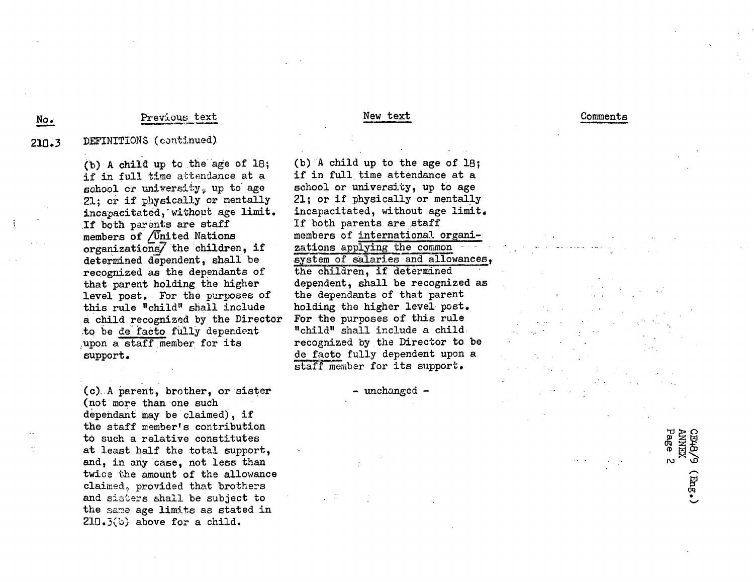| No. | Previous text | New text | Comments |
|---|---|---|---|
| 210.3 | DEFINITIONS (continued) | | |
| | (b) A child up to the age of 18; if in full time attendance at a school or university, up to age 21; or if physically or mentally incapacitated, without age limit. If both parents are staff members of /United Nations organizations/ the children, if determined dependent, shall be recognized as the dependants of that parent holding the higher level post. For the purposes of this rule "child" shall include a child recognized by the Director to be de facto fully dependent upon a staff member for its support. | (b) A child up to the age of 18; if in full time attendance at a school or university, up to age 21; or if physically or mentally incapacitated, without age limit. If both parents are staff members of international organizations applying the common system of salaries and allowances, the children, if determined dependent, shall be recognized as the dependants of that parent holding the higher level post. For the purposes of this rule "child" shall include a child recognized by the Director to be de facto fully dependent upon a staff member for its support. | |
| | (c) A parent, brother, or sister (not more than one such dependant may be claimed), if the staff member's contribution to such a relative constitutes at least half the total support, and, in any case, not less than twice the amount of the allowance claimed, provided that brothers and sisters shall be subject to the same age limits as stated in 210.3(b) above for a child. | - unchanged - | |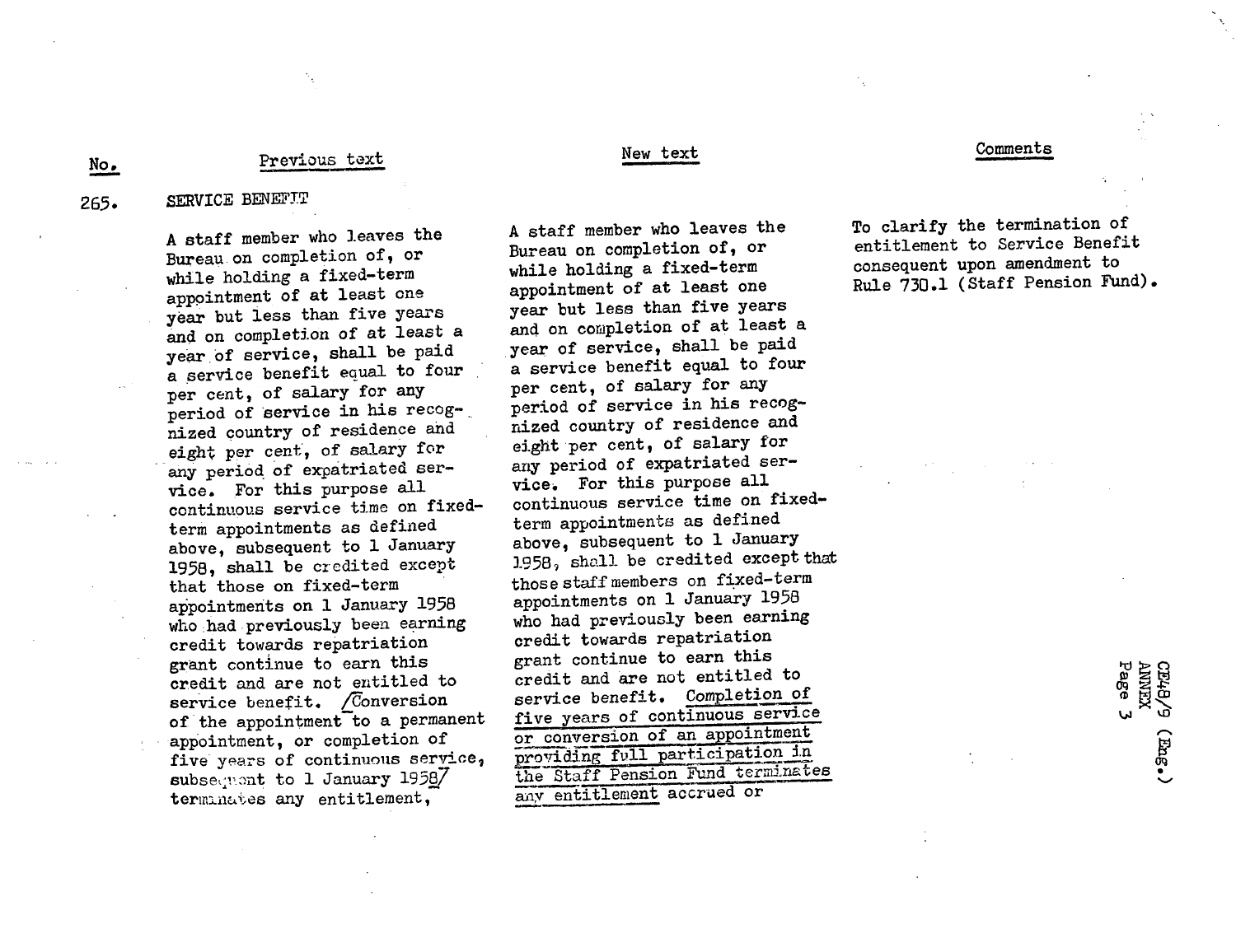| No. | Previous text | New text | Comments |
|---|---|---|---|
| 265. | SERVICE BENEFIT<br><br>A staff member who leaves the Bureau on completion of, or while holding a fixed-term appointment of at least one year but less than five years and on completion of at least a year of service, shall be paid a service benefit equal to four per cent, of salary for any period of service in his recognized country of residence and eight per cent, of salary for any period of expatriated service. For this purpose all continuous service time on fixed-term appointments as defined above, subsequent to 1 January 1958, shall be credited except that those on fixed-term appointments on 1 January 1958 who had previously been earning credit towards repatriation grant continue to earn this credit and are not entitled to service benefit. [Conversion of the appointment to a permanent appointment, or completion of five years of continuous service, subsequent to 1 January 1958] terminates any entitlement, | A staff member who leaves the Bureau on completion of, or while holding a fixed-term appointment of at least one year but less than five years and on completion of at least a year of service, shall be paid a service benefit equal to four per cent, of salary for any period of service in his recognized country of residence and eight per cent, of salary for any period of expatriated service. For this purpose all continuous service time on fixed-term appointments as defined above, subsequent to 1 January 1958, shall be credited except that those staff members on fixed-term appointments on 1 January 1958 who had previously been earning credit towards repatriation grant continue to earn this credit and are not entitled to service benefit. <u>Completion of five years of continuous service or conversion of an appointment providing full participation in the Staff Pension Fund terminates any entitlement</u> accrued or | To clarify the termination of entitlement to Service Benefit consequent upon amendment to Rule 730.1 (Staff Pension Fund). |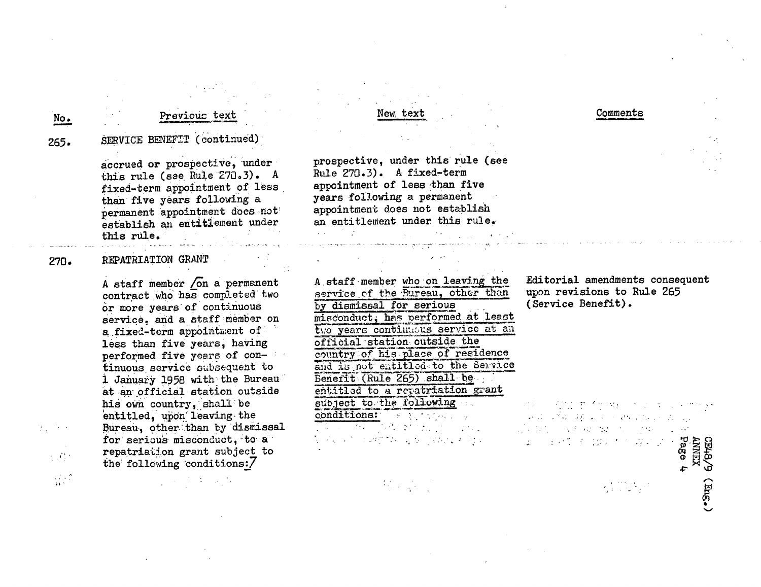| No. | Previous text | New text | Comments |
|---|---|---|---|
| 265. | SERVICE BENEFIT (continued) | | |
| | accrued or prospective, under this rule (see Rule 270.3). A fixed-term appointment of less than five years following a permanent appointment does not establish an entitlement under this rule. | prospective, under this rule (see Rule 270.3). A fixed-term appointment of less than five years following a permanent appointment does not establish an entitlement under this rule. | |
| 270. | REPATRIATION GRANT | | |
| | A staff member /on a permanent contract who has completed two or more years of continuous service, and a staff member on a fixed-term appointment of less than five years, having performed five years of continuous service subsequent to 1 January 1958 with the Bureau at an official station outside his own country, shall be entitled, upon leaving the Bureau, other than by dismissal for serious misconduct, to a repatriation grant subject to the following conditions:/ | A staff member who on leaving the service of the Bureau, other than by dismissal for serious misconduct, has performed at least two years continuous service at an official station outside the country of his place of residence and is not entitled to the Service Benefit (Rule 265) shall be entitled to a repatriation grant subject to the following conditions: | Editorial amendments consequent upon revisions to Rule 265 (Service Benefit). |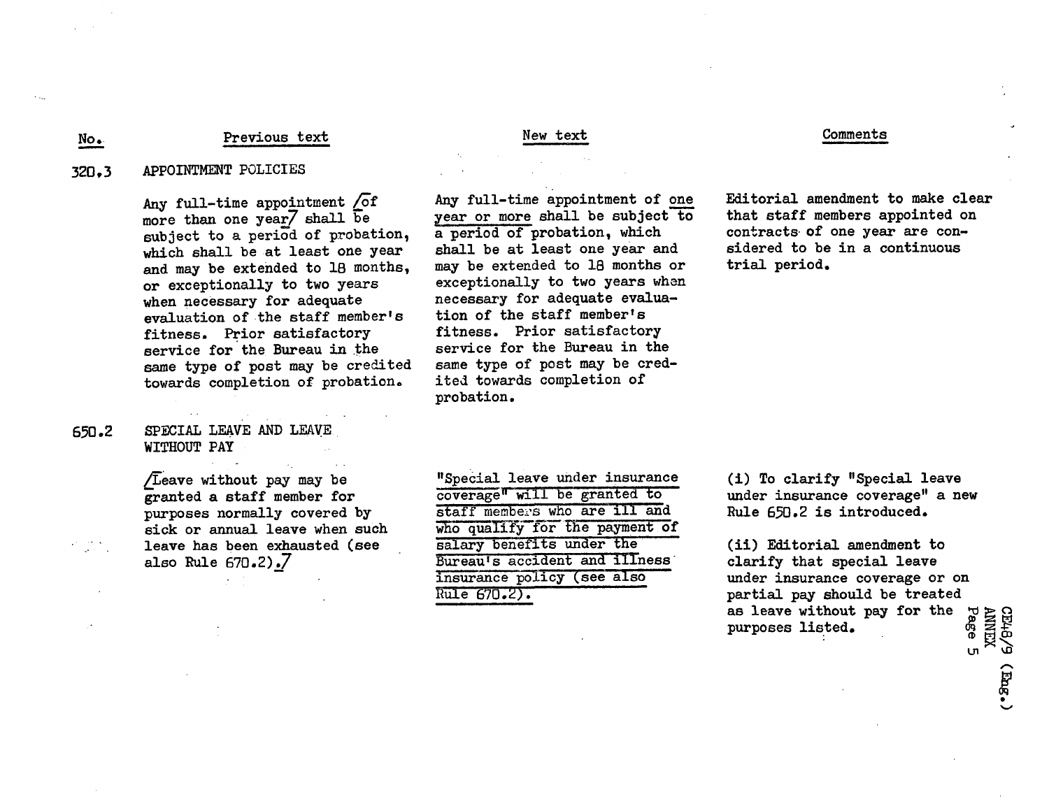| No. | Previous text | New text | Comments |
|---|---|---|---|
| 320.3 | APPOINTMENT POLICIES | | |
| | Any full-time appointment /of more than one year/ shall be subject to a period of probation, which shall be at least one year and may be extended to 18 months, or exceptionally to two years when necessary for adequate evaluation of the staff member's fitness. Prior satisfactory service for the Bureau in the same type of post may be credited towards completion of probation. | Any full-time appointment of <u>one year or more</u> shall be subject to a period of probation, which shall be at least one year and may be extended to 18 months or exceptionally to two years when necessary for adequate evaluation of the staff member's fitness. Prior satisfactory service for the Bureau in the same type of post may be credited towards completion of probation. | Editorial amendment to make clear that staff members appointed on contracts of one year are considered to be in a continuous trial period. |
| 650.2 | SPECIAL LEAVE AND LEAVE WITHOUT PAY | | |
| | /Leave without pay may be granted a staff member for purposes normally covered by sick or annual leave when such leave has been exhausted (see also Rule 670.2)./ | <u>"Special leave under insurance coverage" will be granted to staff members who are ill and who qualify for the payment of salary benefits under the Bureau's accident and illness insurance policy (see also Rule 670.2).</u> | (i) To clarify "Special leave under insurance coverage" a new Rule 650.2 is introduced.<br><br>(ii) Editorial amendment to clarify that special leave under insurance coverage or on partial pay should be treated as leave without pay for the purposes listed. |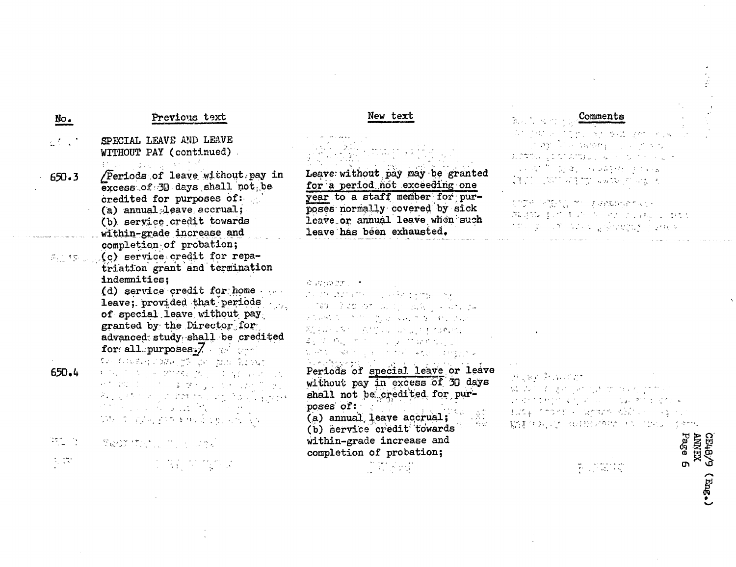| No. | Previous text | New text | Comments |
|---|---|---|---|
| | SPECIAL LEAVE AND LEAVE WITHOUT PAY (continued) | | |
| 650.3 | /Periods of leave without pay in excess of 30 days shall not be credited for purposes of: (a) annual leave accrual; (b) service credit towards within-grade increase and completion of probation; (c) service credit for repatriation grant and termination indemnities; (d) service credit for home leave; provided that periods of special leave without pay granted by the Director for advanced study shall be credited for all purposes./ | Leave without pay may be granted <u>for a period not exceeding one year</u> to a staff member for purposes normally covered by sick leave or annual leave when such leave has been exhausted. | |
| 650.4 | | Periods of <u>special leave</u> or leave without pay in excess of 30 days shall not be credited for purposes of: (a) annual leave accrual; (b) service credit towards within-grade increase and completion of probation; | |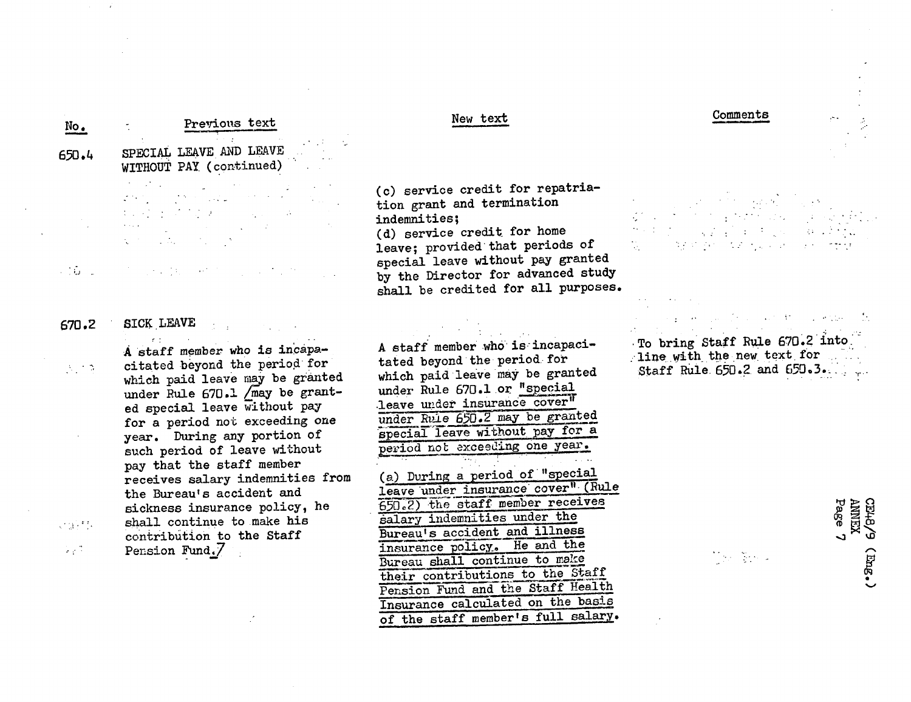| No. | Previous text | New text | Comments |
|---|---|---|---|
| 650.4 | SPECIAL LEAVE AND LEAVE WITHOUT PAY (continued) | (c) service credit for repatriation grant and termination indemnities; (d) service credit for home leave; provided that periods of special leave without pay granted by the Director for advanced study shall be credited for all purposes. | |
| 670.2 | SICK LEAVE A staff member who is incapacitated beyond the period for which paid leave may be granted under Rule 670.1 /may be granted special leave without pay for a period not exceeding one year. During any portion of such period of leave without pay that the staff member receives salary indemnities from the Bureau's accident and sickness insurance policy, he shall continue to make his contribution to the Staff Pension Fund./ | A staff member who is incapacitated beyond the period for which paid leave may be granted under Rule 670.1 or "special leave under insurance cover" under Rule 650.2 may be granted special leave without pay for a period not exceeding one year. (a) During a period of "special leave under insurance cover" (Rule 650.2) the staff member receives salary indemnities under the Bureau's accident and illness insurance policy. He and the Bureau shall continue to make their contributions to the Staff Pension Fund and the Staff Health Insurance calculated on the basis of the staff member's full salary. | To bring Staff Rule 670.2 into line with the new text for Staff Rule 650.2 and 650.3. |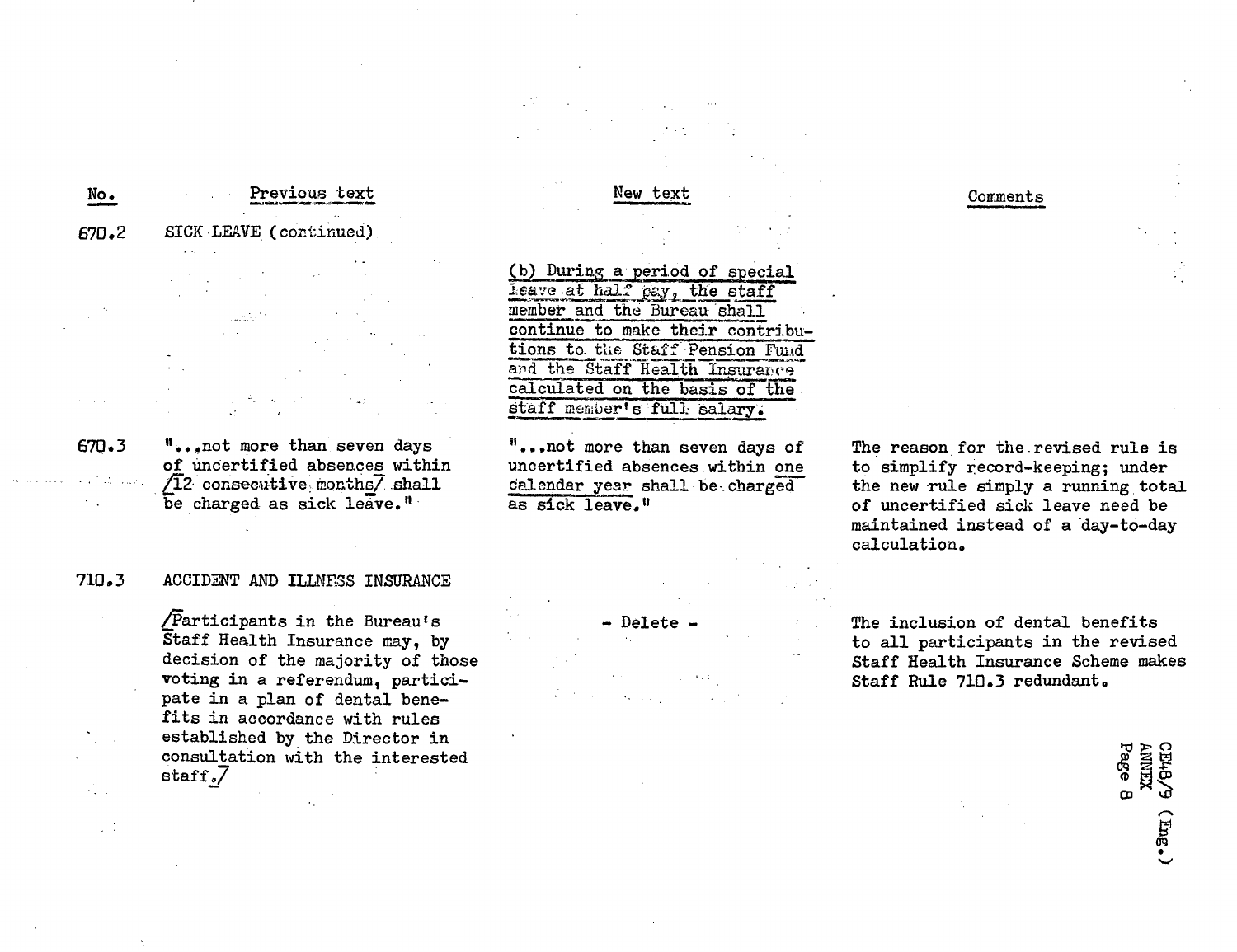| No. | Previous text | New text | Comments |
|---|---|---|---|
| 670.2 | SICK LEAVE (continued) | | |
| | | (b) During a period of special leave at half pay, the staff member and the Bureau shall continue to make their contributions to the Staff Pension Fund and the Staff Health Insurance calculated on the basis of the staff member's full salary. | |
| 670.3 | "...not more than seven days of uncertified absences within /12 consecutive months/ shall be charged as sick leave." | "...not more than seven days of uncertified absences within one calendar year shall be charged as sick leave." | The reason for the revised rule is to simplify record-keeping; under the new rule simply a running total of uncertified sick leave need be maintained instead of a day-to-day calculation. |
| 710.3 | ACCIDENT AND ILLNESS INSURANCE<br><br>/Participants in the Bureau's Staff Health Insurance may, by decision of the majority of those voting in a referendum, participate in a plan of dental benefits in accordance with rules established by the Director in consultation with the interested staff./ | - Delete - | The inclusion of dental benefits to all participants in the revised Staff Health Insurance Scheme makes Staff Rule 710.3 redundant. |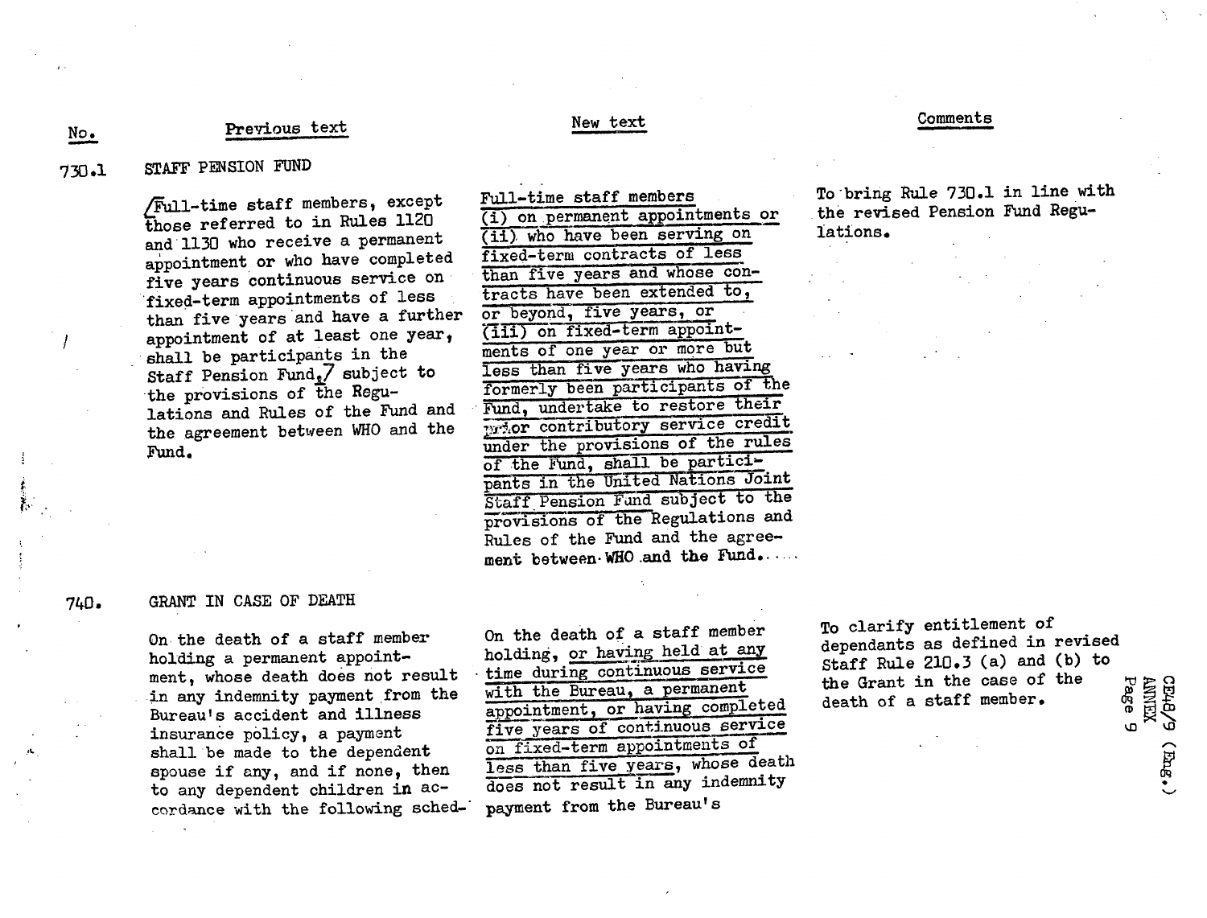| No. | Previous text | New text | Comments |
|---|---|---|---|
| 730.1 | STAFF PENSION FUND | | |
| | /Full-time staff members, except those referred to in Rules 1120 and 1130 who receive a permanent appointment or who have completed five years continuous service on fixed-term appointments of less than five years and have a further appointment of at least one year, shall be participants in the Staff Pension Fund,/ subject to the provisions of the Regulations and Rules of the Fund and the agreement between WHO and the Fund. | Full-time staff members (i) on permanent appointments or (ii) who have been serving on fixed-term contracts of less than five years and whose contracts have been extended to, or beyond, five years, or (iii) on fixed-term appointments of one year or more but less than five years who having formerly been participants of the Fund, undertake to restore their prior contributory service credit under the provisions of the rules of the Fund, shall be participants in the United Nations Joint Staff Pension Fund subject to the provisions of the Regulations and Rules of the Fund and the agreement between WHO and the Fund. | To bring Rule 730.1 in line with the revised Pension Fund Regulations. |
| 740. | GRANT IN CASE OF DEATH | | |
| | On the death of a staff member holding a permanent appointment, whose death does not result in any indemnity payment from the Bureau's accident and illness insurance policy, a payment shall be made to the dependent spouse if any, and if none, then to any dependent children in accordance with the following sched- | On the death of a staff member holding, or having held at any time during continuous service with the Bureau, a permanent appointment, or having completed five years of continuous service on fixed-term appointments of less than five years, whose death does not result in any indemnity payment from the Bureau's | To clarify entitlement of dependants as defined in revised Staff Rule 210.3 (a) and (b) to the Grant in the case of the death of a staff member. |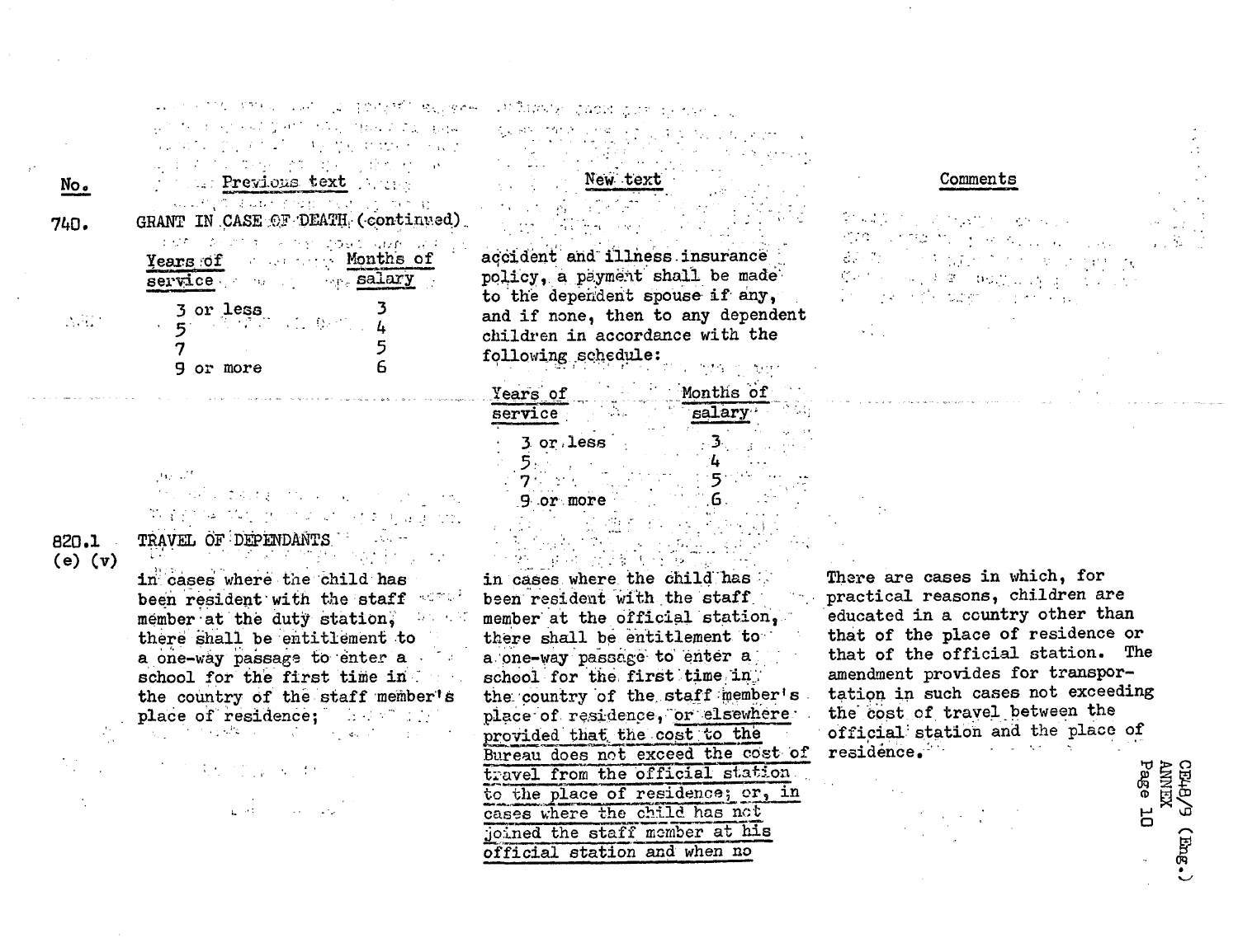| No. | Previous text | New text | Comments |
|---|---|---|---|
| 740. | GRANT IN CASE OF DEATH (continued) | | |
| | Years of service / Months of salary<br>3 or less — 3<br>5 — 4<br>7 — 5<br>9 or more — 6 | accident and illness insurance policy, a payment shall be made to the dependent spouse if any, and if none, then to any dependent children in accordance with the following schedule:<br><br>Years of service / Months of salary<br>3 or less — 3<br>5 — 4<br>7 — 5<br>9 or more — 6 | |
| 820.1 (e) (v) | TRAVEL OF DEPENDANTS<br><br>in cases where the child has been resident with the staff member at the duty station, there shall be entitlement to a one-way passage to enter a school for the first time in the country of the staff member's place of residence; | in cases where the child has been resident with the staff member at the official station, there shall be entitlement to a one-way passage to enter a school for the first time in the country of the staff member's place of residence, <u>or elsewhere provided that the cost to the Bureau does not exceed the cost of travel from the official station to the place of residence; or, in cases where the child has not joined the staff member at his official station and when no</u> | There are cases in which, for practical reasons, children are educated in a country other than that of the place of residence or that of the official station. The amendment provides for transportation in such cases not exceeding the cost of travel between the official station and the place of residence. |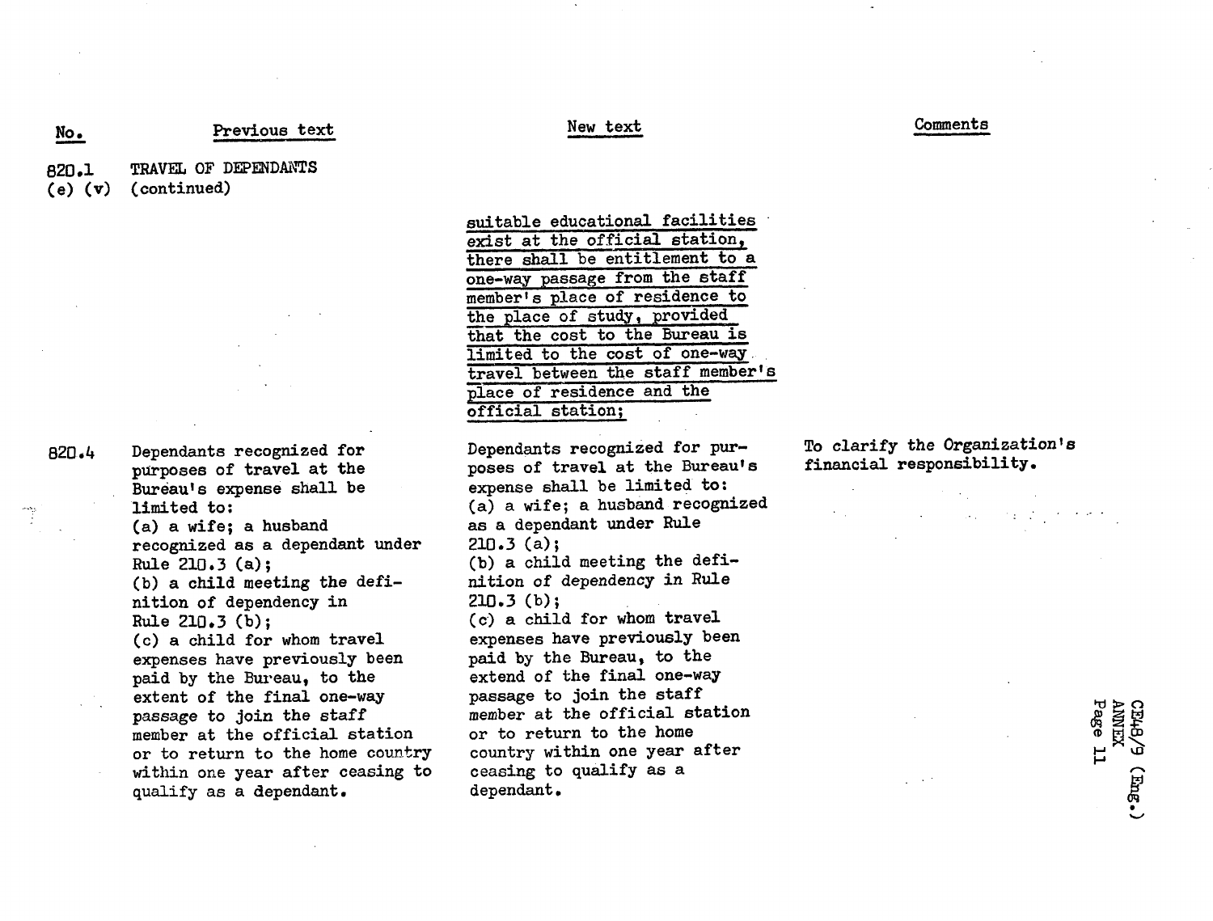| No. | Previous text | New text | Comments |
|---|---|---|---|
| 820.1 (e) (v) | TRAVEL OF DEPENDANTS (continued) | suitable educational facilities exist at the official station, there shall be entitlement to a one-way passage from the staff member's place of residence to the place of study, provided that the cost to the Bureau is limited to the cost of one-way travel between the staff member's place of residence and the official station; | |
| 820.4 | Dependants recognized for purposes of travel at the Bureau's expense shall be limited to: (a) a wife; a husband recognized as a dependant under Rule 210.3 (a); (b) a child meeting the definition of dependency in Rule 210.3 (b); (c) a child for whom travel expenses have previously been paid by the Bureau, to the extent of the final one-way passage to join the staff member at the official station or to return to the home country within one year after ceasing to qualify as a dependant. | Dependants recognized for purposes of travel at the Bureau's expense shall be limited to: (a) a wife; a husband recognized as a dependant under Rule 210.3 (a); (b) a child meeting the definition of dependency in Rule 210.3 (b); (c) a child for whom travel expenses have previously been paid by the Bureau, to the extend of the final one-way passage to join the staff member at the official station or to return to the home country within one year after ceasing to qualify as a dependant. | To clarify the Organization's financial responsibility. |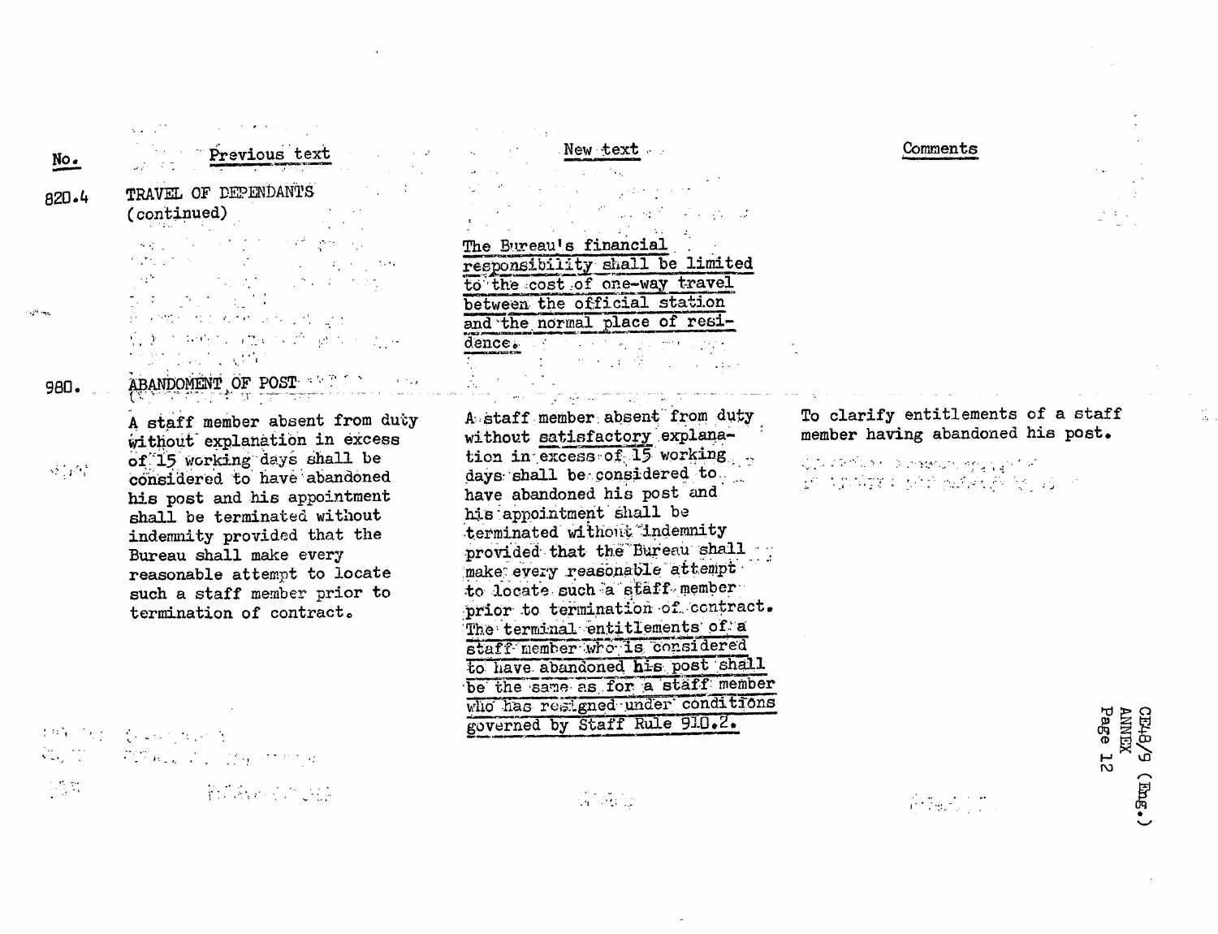| No. | Previous text | New text | Comments |
|---|---|---|---|
| 820.4 | TRAVEL OF DEPENDANTS (continued) | The Bureau's financial responsibility shall be limited to the cost of one-way travel between the official station and the normal place of residence. | |
| 980. | ABANDOMENT OF POST<br><br>A staff member absent from duty without explanation in excess of 15 working days shall be considered to have abandoned his post and his appointment shall be terminated without indemnity provided that the Bureau shall make every reasonable attempt to locate such a staff member prior to termination of contract. | A staff member absent from duty without satisfactory explanation in excess of 15 working days shall be considered to have abandoned his post and his appointment shall be terminated without indemnity provided that the Bureau shall make every reasonable attempt to locate such a staff member prior to termination of contract. The terminal entitlements of a staff member who is considered to have abandoned his post shall be the same as for a staff member who has resigned under conditions governed by Staff Rule 910.2. | To clarify entitlements of a staff member having abandoned his post. |